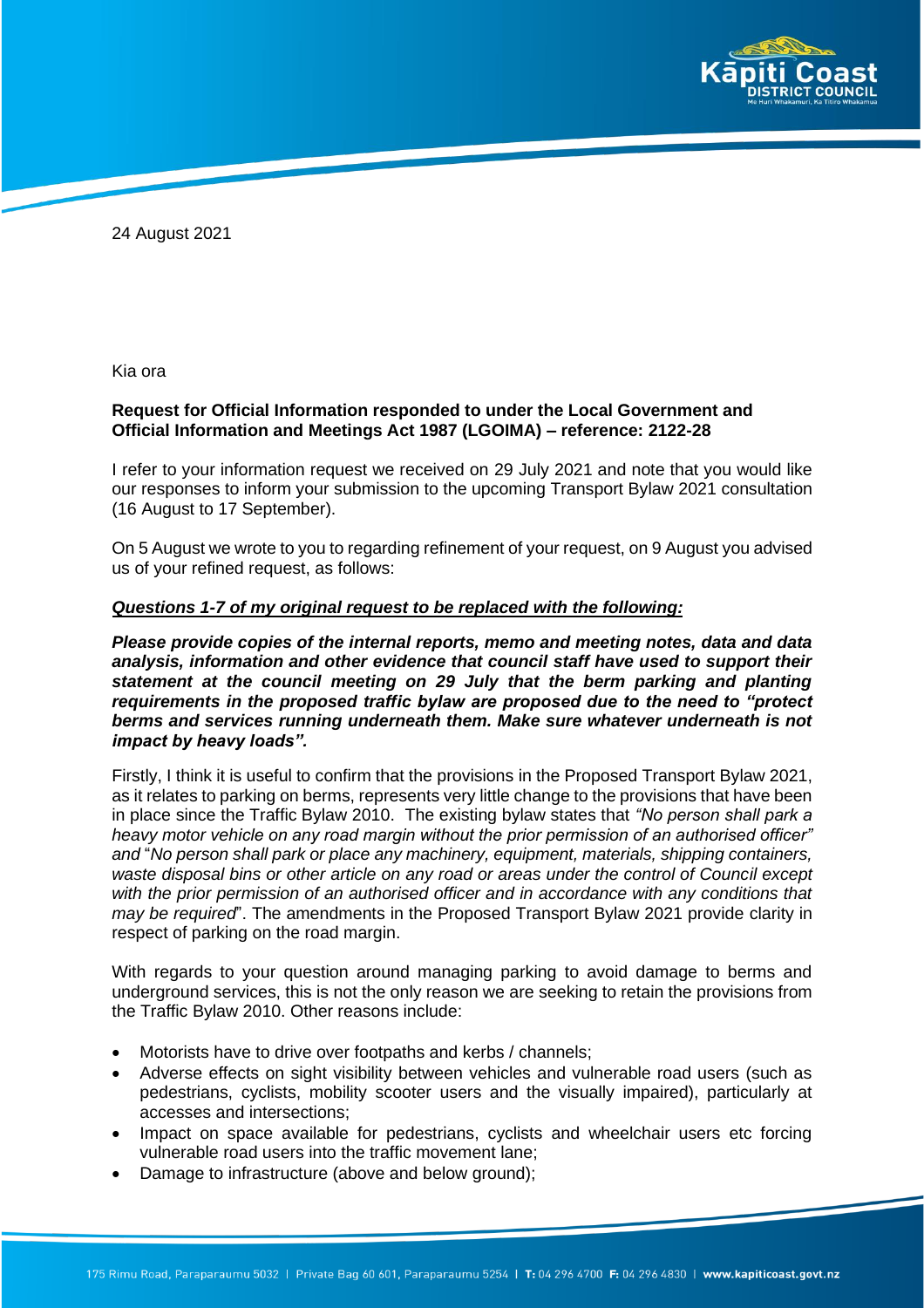24 August 2021

Kia ora

**Request for Official Information responded to under the Local Government and Official Information and Meetings Act 1987 (LGOIMA) – reference: 2122-28**

I refer to your information request we received on 29 July 2021 and note that you would like our responses to inform your submission to the upcoming Transport Bylaw 2021 consultation (16 August to 17 September).

On 5 August we wrote to you to regarding refinement of your request, on 9 August you advised us of your refined request, as follows:

***<u>Questions 1-7 of my original request to be replaced with the following:</u>***

***Please provide copies of the internal reports, memo and meeting notes, data and data analysis, information and other evidence that council staff have used to support their statement at the council meeting on 29 July that the berm parking and planting requirements in the proposed traffic bylaw are proposed due to the need to "protect berms and services running underneath them. Make sure whatever underneath is not impact by heavy loads".***

Firstly, I think it is useful to confirm that the provisions in the Proposed Transport Bylaw 2021, as it relates to parking on berms, represents very little change to the provisions that have been in place since the Traffic Bylaw 2010. The existing bylaw states that *"No person shall park a heavy motor vehicle on any road margin without the prior permission of an authorised officer" and* "*No person shall park or place any machinery, equipment, materials, shipping containers, waste disposal bins or other article on any road or areas under the control of Council except with the prior permission of an authorised officer and in accordance with any conditions that may be required*". The amendments in the Proposed Transport Bylaw 2021 provide clarity in respect of parking on the road margin.

With regards to your question around managing parking to avoid damage to berms and underground services, this is not the only reason we are seeking to retain the provisions from the Traffic Bylaw 2010. Other reasons include:

- Motorists have to drive over footpaths and kerbs / channels;
- Adverse effects on sight visibility between vehicles and vulnerable road users (such as pedestrians, cyclists, mobility scooter users and the visually impaired), particularly at accesses and intersections;
- Impact on space available for pedestrians, cyclists and wheelchair users etc forcing vulnerable road users into the traffic movement lane;
- Damage to infrastructure (above and below ground);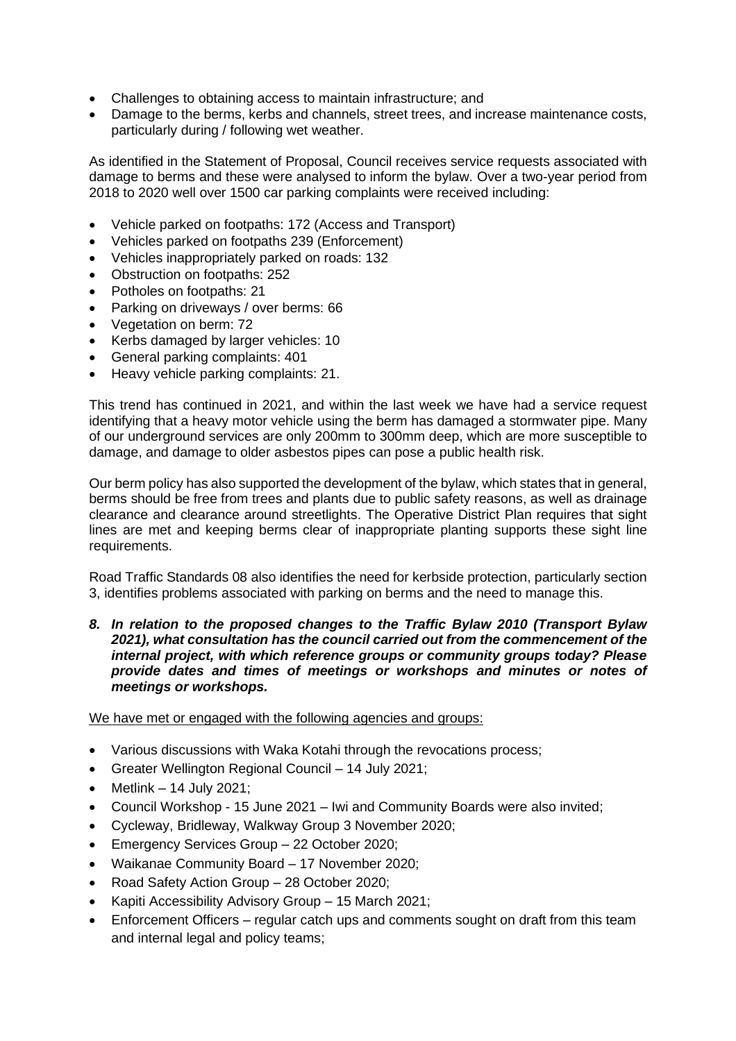- Challenges to obtaining access to maintain infrastructure; and
- Damage to the berms, kerbs and channels, street trees, and increase maintenance costs, particularly during / following wet weather.

As identified in the Statement of Proposal, Council receives service requests associated with damage to berms and these were analysed to inform the bylaw. Over a two-year period from 2018 to 2020 well over 1500 car parking complaints were received including:

- Vehicle parked on footpaths: 172 (Access and Transport)
- Vehicles parked on footpaths 239 (Enforcement)
- Vehicles inappropriately parked on roads: 132
- Obstruction on footpaths: 252
- Potholes on footpaths: 21
- Parking on driveways / over berms: 66
- Vegetation on berm: 72
- Kerbs damaged by larger vehicles: 10
- General parking complaints: 401
- Heavy vehicle parking complaints: 21.

This trend has continued in 2021, and within the last week we have had a service request identifying that a heavy motor vehicle using the berm has damaged a stormwater pipe. Many of our underground services are only 200mm to 300mm deep, which are more susceptible to damage, and damage to older asbestos pipes can pose a public health risk.

Our berm policy has also supported the development of the bylaw, which states that in general, berms should be free from trees and plants due to public safety reasons, as well as drainage clearance and clearance around streetlights. The Operative District Plan requires that sight lines are met and keeping berms clear of inappropriate planting supports these sight line requirements.

Road Traffic Standards 08 also identifies the need for kerbside protection, particularly section 3, identifies problems associated with parking on berms and the need to manage this.

***8. In relation to the proposed changes to the Traffic Bylaw 2010 (Transport Bylaw 2021), what consultation has the council carried out from the commencement of the internal project, with which reference groups or community groups today? Please provide dates and times of meetings or workshops and minutes or notes of meetings or workshops.***

<u>We have met or engaged with the following agencies and groups:</u>

- Various discussions with Waka Kotahi through the revocations process;
- Greater Wellington Regional Council – 14 July 2021;
- Metlink – 14 July 2021;
- Council Workshop - 15 June 2021 – Iwi and Community Boards were also invited;
- Cycleway, Bridleway, Walkway Group 3 November 2020;
- Emergency Services Group – 22 October 2020;
- Waikanae Community Board – 17 November 2020;
- Road Safety Action Group – 28 October 2020;
- Kapiti Accessibility Advisory Group – 15 March 2021;
- Enforcement Officers – regular catch ups and comments sought on draft from this team and internal legal and policy teams;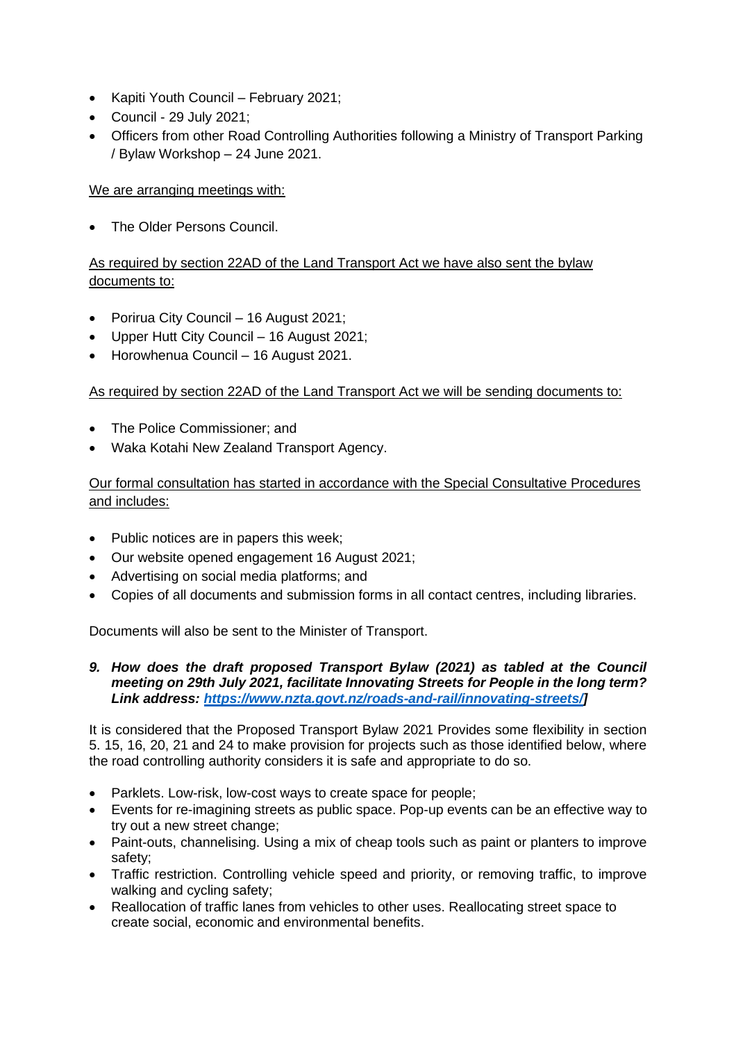- Kapiti Youth Council – February 2021;
- Council - 29 July 2021;
- Officers from other Road Controlling Authorities following a Ministry of Transport Parking / Bylaw Workshop – 24 June 2021.

<u>We are arranging meetings with:</u>

- The Older Persons Council.

<u>As required by section 22AD of the Land Transport Act we have also sent the bylaw documents to:</u>

- Porirua City Council – 16 August 2021;
- Upper Hutt City Council – 16 August 2021;
- Horowhenua Council – 16 August 2021.

<u>As required by section 22AD of the Land Transport Act we will be sending documents to:</u>

- The Police Commissioner; and
- Waka Kotahi New Zealand Transport Agency.

<u>Our formal consultation has started in accordance with the Special Consultative Procedures and includes:</u>

- Public notices are in papers this week;
- Our website opened engagement 16 August 2021;
- Advertising on social media platforms; and
- Copies of all documents and submission forms in all contact centres, including libraries.

Documents will also be sent to the Minister of Transport.

***9. How does the draft proposed Transport Bylaw (2021) as tabled at the Council meeting on 29th July 2021, facilitate Innovating Streets for People in the long term? Link address: [https://www.nzta.govt.nz/roads-and-rail/innovating-streets/](https://www.nzta.govt.nz/roads-and-rail/innovating-streets/)]***

It is considered that the Proposed Transport Bylaw 2021 Provides some flexibility in section 5. 15, 16, 20, 21 and 24 to make provision for projects such as those identified below, where the road controlling authority considers it is safe and appropriate to do so.

- Parklets. Low-risk, low-cost ways to create space for people;
- Events for re-imagining streets as public space. Pop-up events can be an effective way to try out a new street change;
- Paint-outs, channelising. Using a mix of cheap tools such as paint or planters to improve safety;
- Traffic restriction. Controlling vehicle speed and priority, or removing traffic, to improve walking and cycling safety;
- Reallocation of traffic lanes from vehicles to other uses. Reallocating street space to create social, economic and environmental benefits.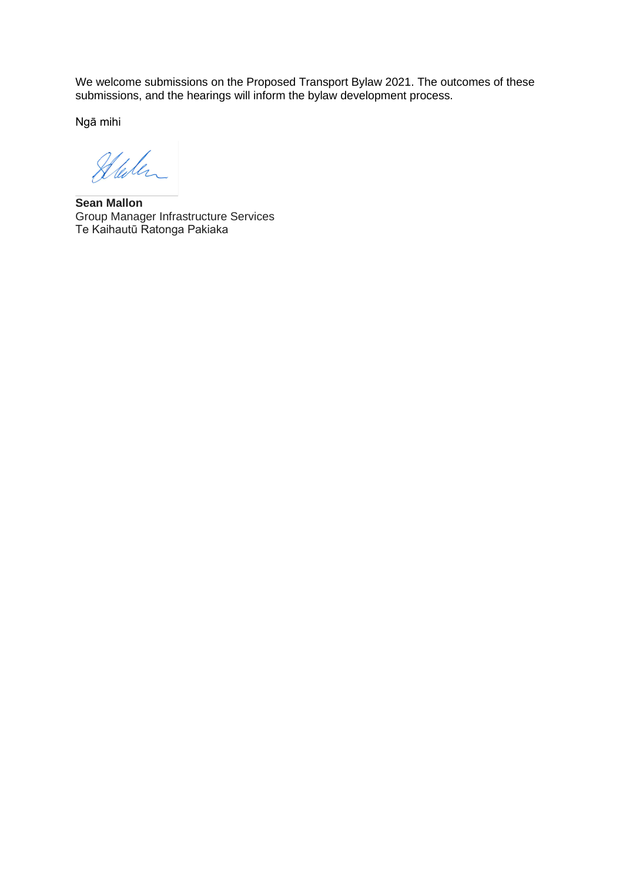We welcome submissions on the Proposed Transport Bylaw 2021. The outcomes of these submissions, and the hearings will inform the bylaw development process.

Ngā mihi

**Sean Mallon**
Group Manager Infrastructure Services
Te Kaihautū Ratonga Pakiaka